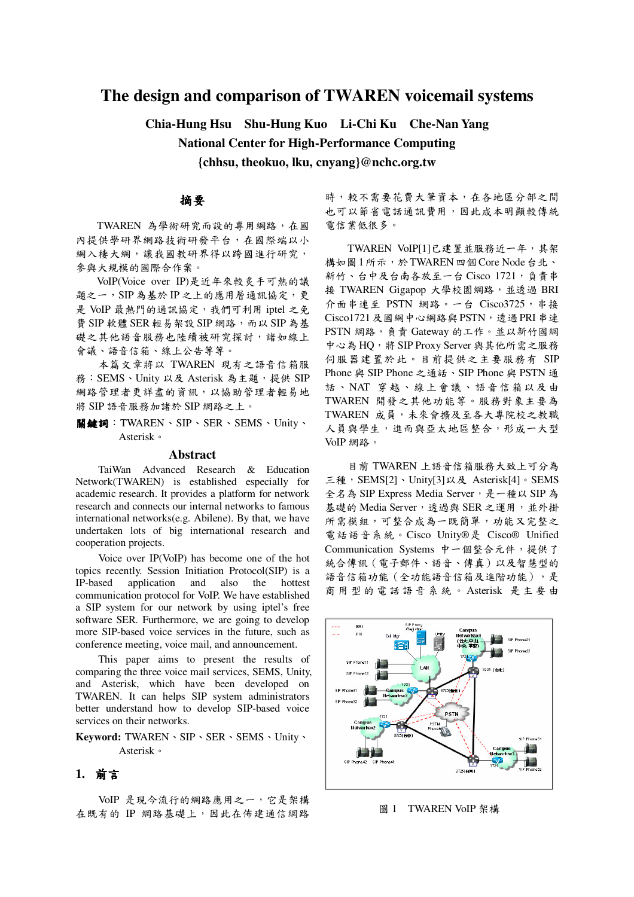# The design and comparison of TWAREN voicemail systems

**Chia-Hung Hsu　Shu-Hung Kuo　Li-Chi Ku　Che-Nan Yang**

**National Center for High-Performance Computing**

**{chhsu, theokuo, lku, cnyang}@nchc.org.tw**

## 摘要

TWAREN 為學術研究而設的專用網路，在國內提供學研界網路技術研發平台，在國際端以小網入樓大網，讓我國教研界得以跨國進行研究，參與大規模的國際合作案。

VoIP(Voice over IP)是近年來較炙手可熱的議題之一，SIP 為基於 IP 之上的應用層通訊協定，更是 VoIP 最熱門的通訊協定，我們可利用 iptel 之免費 SIP 軟體 SER 輕易架設 SIP 網路，而以 SIP 為基礎之其他語音服務也陸續被研究探討，諸如線上會議、語音信箱、線上公告等等。

本篇文章將以 TWAREN 現有之語音信箱服務：SEMS、Unity 以及 Asterisk 為主題，提供 SIP 網路管理者更詳盡的資訊，以協助管理者輕易地將 SIP 語音服務加諸於 SIP 網路之上。

**關鍵詞**：TWAREN、SIP、SER、SEMS、Unity、Asterisk。

## Abstract

TaiWan Advanced Research & Education Network(TWAREN) is established especially for academic research. It provides a platform for network research and connects our internal networks to famous international networks(e.g. Abilene). By that, we have undertaken lots of big international research and cooperation projects.

Voice over IP(VoIP) has become one of the hot topics recently. Session Initiation Protocol(SIP) is a IP-based application and also the hottest communication protocol for VoIP. We have established a SIP system for our network by using iptel's free software SER. Furthermore, we are going to develop more SIP-based voice services in the future, such as conference meeting, voice mail, and announcement.

This paper aims to present the results of comparing the three voice mail services, SEMS, Unity, and Asterisk, which have been developed on TWAREN. It can helps SIP system administrators better understand how to develop SIP-based voice services on their networks.

**Keyword:** TWAREN、SIP、SER、SEMS、Unity、Asterisk。

## 1. 前言

VoIP 是現今流行的網路應用之一，它是架構在既有的 IP 網路基礎上，因此在佈建通信網路時，較不需要花費大筆資本，在各地區分部之間也可以節省電話通訊費用，因此成本明顯較傳統電信業低很多。

TWAREN VoIP[1]已建置並服務近一年，其架構如圖 1 所示，於 TWAREN 四個 Core Node 台北、新竹、台中及台南各放至一台 Cisco 1721，負責串接 TWAREN Gigapop 大學校園網路，並透過 BRI 介面串連至 PSTN 網路。一台 Cisco3725，串接 Cisco1721 及國網中心網路與 PSTN，透過 PRI 串連 PSTN 網路，負責 Gateway 的工作。並以新竹國網中心為 HQ，將 SIP Proxy Server 與其他所需之服務伺服器建置於此。目前提供之主要服務有 SIP Phone 與 SIP Phone 之通話、SIP Phone 與 PSTN 通話、NAT 穿越、線上會議、語音信箱以及由 TWAREN 開發之其他功能等。服務對象主要為 TWAREN 成員，未來會擴及至各大專院校之教職人員與學生，進而與亞太地區整合，形成一大型 VoIP 網路。

目前 TWAREN 上語音信箱服務大致上可分為三種，SEMS[2]、Unity[3]以及 Asterisk[4]。SEMS 全名為 SIP Express Media Server，是一種以 SIP 為基礎的 Media Server，透過與 SER 之運用，並外掛所需模組，可整合成為一既簡單，功能又完整之電話語音系統。Cisco Unity®是 Cisco® Unified Communication Systems 中一個整合元件，提供了統合傳訊（電子郵件、語音、傳真）以及智慧型的語音信箱功能（全功能語音信箱及進階功能），是商用型的電話語音系統。Asterisk 是主要由

圖 1　TWAREN VoIP 架構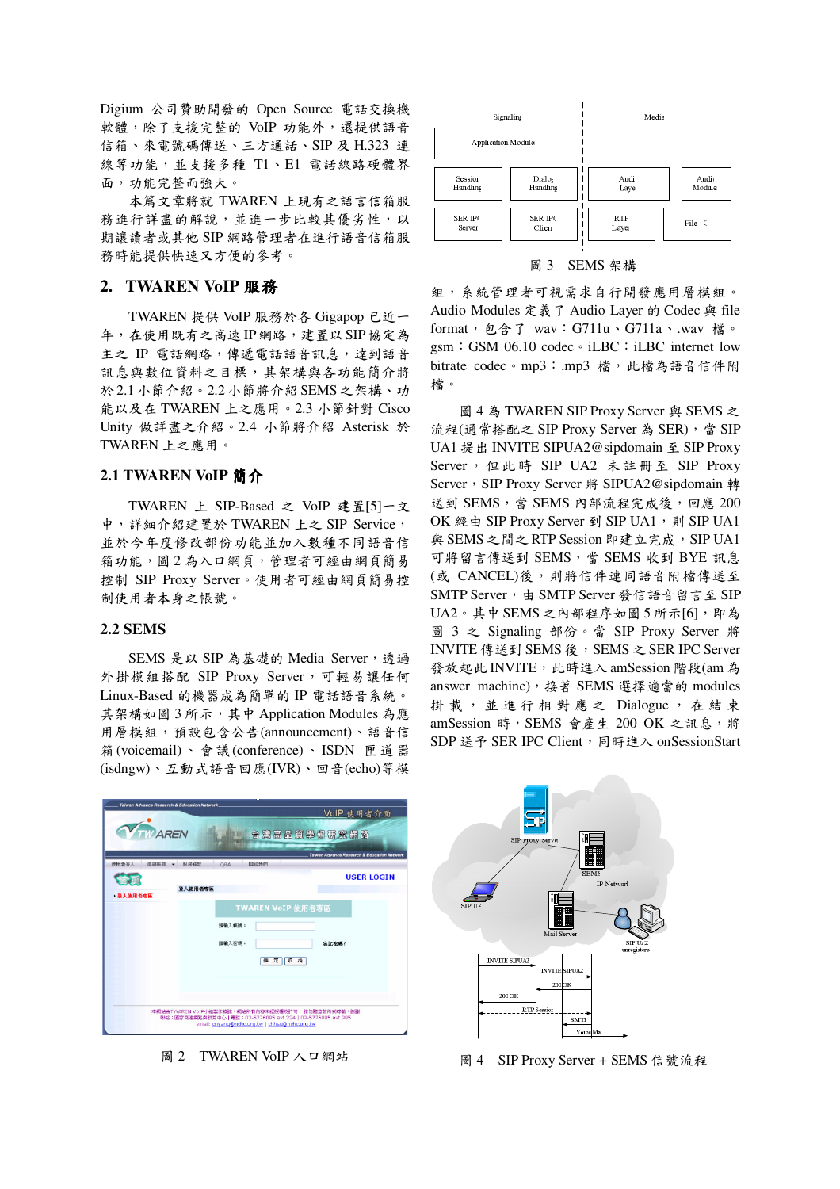Digium 公司贊助開發的 Open Source 電話交換機軟體，除了支援完整的 VoIP 功能外，還提供語音信箱、來電號碼傳送、三方通話、SIP 及 H.323 連線等功能，並支援多種 T1、E1 電話線路硬體界面，功能完整而強大。

本篇文章將就 TWAREN 上現有之語言信箱服務進行詳盡的解說，並進一步比較其優劣性，以期讓讀者或其他 SIP 網路管理者在進行語音信箱服務時能提供快速又方便的參考。

## 2. TWAREN VoIP 服務

TWAREN 提供 VoIP 服務於各 Gigapop 已近一年，在使用既有之高速 IP 網路，建置以 SIP 協定為主之 IP 電話網路，傳遞電話語音訊息，達到語音訊息與數位資料合一之目標，其架構與各功能簡介將於 2.1 小節介紹。2.2 小節將介紹 SEMS 之架構、功能以及在 TWAREN 上之應用。2.3 小節針對 Cisco Unity 做詳盡之介紹。2.4 小節將介紹 Asterisk 於 TWAREN 上之應用。

### 2.1 TWAREN VoIP 簡介

TWAREN 上 SIP-Based 之 VoIP 建置[5]一文中，詳細介紹建置於 TWAREN 上之 SIP Service，並於今年度修改部份功能並加入數種不同語音信箱功能，圖 2 為入口網頁，管理者可經由網頁簡易控制 SIP Proxy Server。使用者可經由網頁簡易控制使用者本身之帳號。

### 2.2 SEMS

SEMS 是以 SIP 為基礎的 Media Server，透過外掛模組搭配 SIP Proxy Server，可輕易讓任何 Linux-Based 的機器成為簡單的 IP 電話語音系統。其架構如圖 3 所示，其中 Application Modules 為應用層模組，預設包含公告(announcement)、語音信箱(voicemail)、會議(conference)、ISDN 匣道器(isdngw)、互動式語音回應(IVR)、回音(echo)等模組，系統管理者可視需求自行開發應用層模組。Audio Modules 定義了 Audio Layer 的 Codec 與 file format，包含了 wav：G711u、G711a、.wav 檔。gsm：GSM 06.10 codec。iLBC：iLBC internet low bitrate codec。mp3：.mp3 檔，此檔為語音信件附檔。

圖 2 TWAREN VoIP 入口網站

圖 3 SEMS 架構

圖 4 為 TWAREN SIP Proxy Server 與 SEMS 之流程(通常搭配之 SIP Proxy Server 為 SER)，當 SIP UA1 提出 INVITE SIPUA2@sipdomain 至 SIP Proxy Server，但此時 SIP UA2 未註冊至 SIP Proxy Server，SIP Proxy Server 將 SIPUA2@sipdomain 轉送到 SEMS，當 SEMS 內部流程完成後，回應 200 OK 經由 SIP Proxy Server 到 SIP UA1，則 SIP UA1 與 SEMS 之間之 RTP Session 即建立完成，SIP UA1 可將留言傳送到 SEMS，當 SEMS 收到 BYE 訊息(或 CANCEL)後，則將信件連同語音附檔傳送至 SMTP Server，由 SMTP Server 發信語音留言至 SIP UA2。其中 SEMS 之內部程序如圖 5 所示[6]，即為圖 3 之 Signaling 部份。當 SIP Proxy Server 將 INVITE 傳送到 SEMS 後，SEMS 之 SER IPC Server 發放起此 INVITE，此時進入 amSession 階段(am 為 answer machine)，接著 SEMS 選擇適當的 modules 掛載，並進行相對應之 Dialogue，在結束 amSession 時，SEMS 會產生 200 OK 之訊息，將 SDP 送予 SER IPC Client，同時進入 onSessionStart

圖 4 SIP Proxy Server + SEMS 信號流程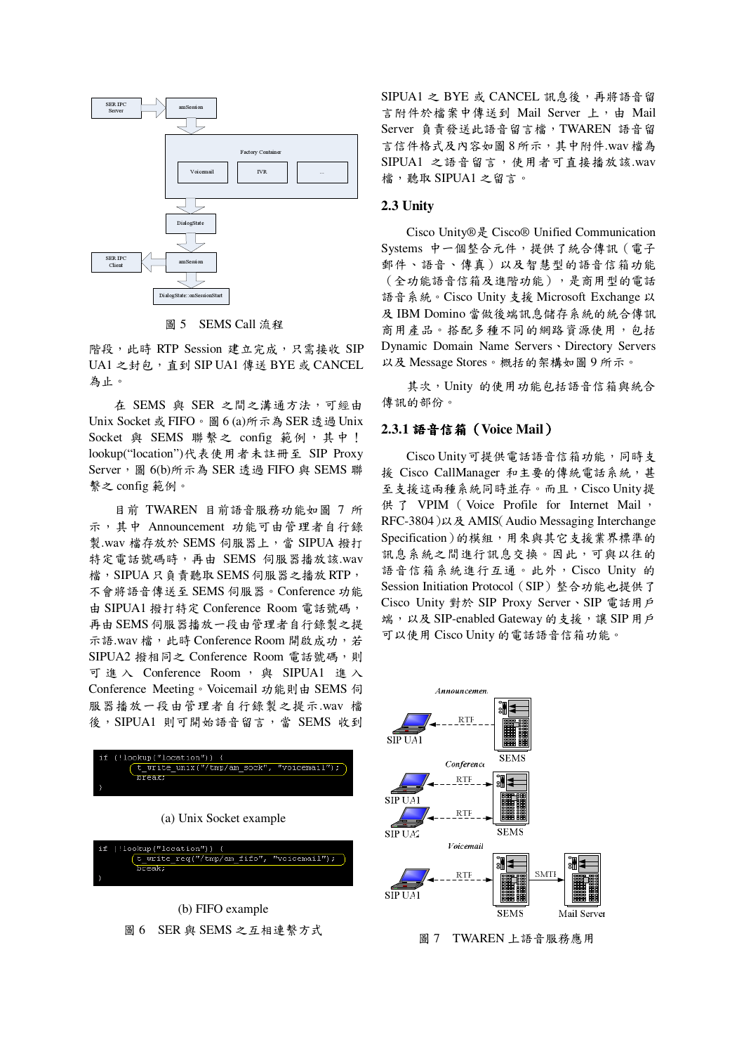圖 5 SEMS Call 流程

階段，此時 RTP Session 建立完成，只需接收 SIP UA1 之封包，直到 SIP UA1 傳送 BYE 或 CANCEL 為止。

在 SEMS 與 SER 之間之溝通方法，可經由 Unix Socket 或 FIFO。圖 6 (a)所示為 SER 透過 Unix Socket 與 SEMS 聯繫之 config 範例，其中！lookup("location")代表使用者未註冊至 SIP Proxy Server，圖 6(b)所示為 SER 透過 FIFO 與 SEMS 聯繫之 config 範例。

目前 TWAREN 目前語音服務功能如圖 7 所示，其中 Announcement 功能可由管理者自行錄製.wav 檔存放於 SEMS 伺服器上，當 SIPUA 撥打特定電話號碼時，再由 SEMS 伺服器播放該.wav 檔，SIPUA 只負責聽取 SEMS 伺服器之播放 RTP，不會將語音傳送至 SEMS 伺服器。Conference 功能由 SIPUA1 撥打特定 Conference Room 電話號碼，再由 SEMS 伺服器播放一段由管理者自行錄製之提示語.wav 檔，此時 Conference Room 開啟成功，若 SIPUA2 撥相同之 Conference Room 電話號碼，則可進入 Conference Room，與 SIPUA1 進入 Conference Meeting。Voicemail 功能則由 SEMS 伺服器播放一段由管理者自行錄製之提示.wav 檔後，SIPUA1 則可開始語音留言，當 SEMS 收到 SIPUA1 之 BYE 或 CANCEL 訊息後，再將語音留言附件於檔案中傳送到 Mail Server 上，由 Mail Server 負責發送此語音留言檔，TWAREN 語音留言信件格式及內容如圖 8 所示，其中附件.wav 檔為 SIPUA1 之語音留言，使用者可直接播放該.wav 檔，聽取 SIPUA1 之留言。

```
if (!lookup("location")) {
        t_write_unix("/tmp/am_sock", "voicemail");
        break;
}
```

(a) Unix Socket example

```
if (!lookup("location")) {
        t_write_req("/tmp/am_fifo", "voicemail");
        break;
}
```

(b) FIFO example

圖 6 SER 與 SEMS 之互相連繫方式

## 2.3 Unity

Cisco Unity®是 Cisco® Unified Communication Systems 中一個整合元件，提供了統合傳訊（電子郵件、語音、傳真）以及智慧型的語音信箱功能（全功能語音信箱及進階功能），是商用型的電話語音系統。Cisco Unity 支援 Microsoft Exchange 以及 IBM Domino 當做後端訊息儲存系統的統合傳訊商用產品。搭配多種不同的網路資源使用，包括 Dynamic Domain Name Servers、Directory Servers 以及 Message Stores。概括的架構如圖 9 所示。

其次，Unity 的使用功能包括語音信箱與統合傳訊的部份。

### 2.3.1 語音信箱（Voice Mail）

Cisco Unity 可提供電話語音信箱功能，同時支援 Cisco CallManager 和主要的傳統電話系統，甚至支援這兩種系統同時並存。而且，Cisco Unity 提供了 VPIM（Voice Profile for Internet Mail，RFC-3804）以及 AMIS( Audio Messaging Interchange Specification）的模組，用來與其它支援業界標準的訊息系統之間進行訊息交換。因此，可與以往的語音信箱系統進行互通。此外，Cisco Unity 的 Session Initiation Protocol（SIP）整合功能也提供了 Cisco Unity 對於 SIP Proxy Server、SIP 電話用戶端，以及 SIP-enabled Gateway 的支援，讓 SIP 用戶可以使用 Cisco Unity 的電話語音信箱功能。

圖 7 TWAREN 上語音服務應用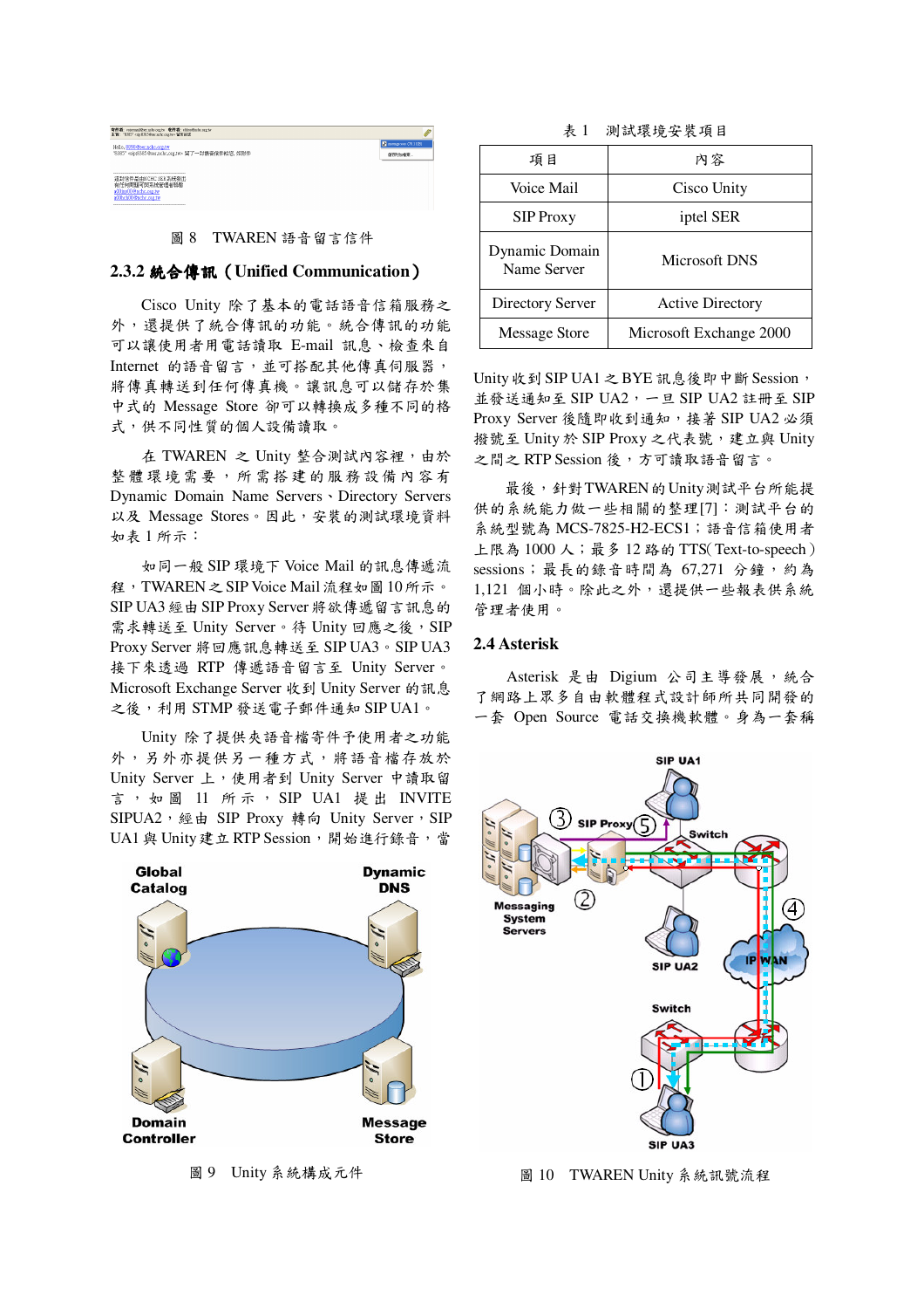圖 8　TWAREN 語音留言信件

### 2.3.2 統合傳訊（Unified Communication）

Cisco Unity 除了基本的電話語音信箱服務之外，還提供了統合傳訊的功能。統合傳訊的功能可以讓使用者用電話讀取 E-mail 訊息、檢查來自 Internet 的語音留言，並可搭配其他傳真伺服器，將傳真轉送到任何傳真機。讓訊息可以儲存於集中式的 Message Store 卻可以轉換成多種不同的格式，供不同性質的個人設備讀取。

在 TWAREN 之 Unity 整合測試內容裡，由於整體環境需要，所需搭建的服務設備內容有 Dynamic Domain Name Servers、Directory Servers 以及 Message Stores。因此，安裝的測試環境資料如表 1 所示：

如同一般 SIP 環境下 Voice Mail 的訊息傳遞流程，TWAREN 之 SIP Voice Mail 流程如圖 10 所示。SIP UA3 經由 SIP Proxy Server 將欲傳遞留言訊息的需求轉送至 Unity Server。待 Unity 回應之後，SIP Proxy Server 將回應訊息轉送至 SIP UA3。SIP UA3 接下來透過 RTP 傳遞語音留言至 Unity Server。Microsoft Exchange Server 收到 Unity Server 的訊息之後，利用 STMP 發送電子郵件通知 SIP UA1。

Unity 除了提供夾語音檔寄件予使用者之功能外，另外亦提供另一種方式，將語音檔存放於 Unity Server 上，使用者到 Unity Server 中讀取留言，如圖 11 所示，SIP UA1 提出 INVITE SIPUA2，經由 SIP Proxy 轉向 Unity Server，SIP UA1 與 Unity 建立 RTP Session，開始進行錄音，當

圖 9　Unity 系統構成元件

表 1　測試環境安裝項目

| 項目 | 內容 |
|---|---|
| Voice Mail | Cisco Unity |
| SIP Proxy | iptel SER |
| Dynamic Domain Name Server | Microsoft DNS |
| Directory Server | Active Directory |
| Message Store | Microsoft Exchange 2000 |

Unity 收到 SIP UA1 之 BYE 訊息後即中斷 Session，並發送通知至 SIP UA2，一旦 SIP UA2 註冊至 SIP Proxy Server 後隨即收到通知，接著 SIP UA2 必須撥號至 Unity 於 SIP Proxy 之代表號，建立與 Unity 之間之 RTP Session 後，方可讀取語音留言。

最後，針對 TWAREN 的 Unity 測試平台所能提供的系統能力做一些相關的整理[7]：測試平台的系統型號為 MCS-7825-H2-ECS1；語音信箱使用者上限為 1000 人；最多 12 路的 TTS(Text-to-speech) sessions；最長的錄音時間為 67,271 分鐘，約為 1,121 個小時。除此之外，還提供一些報表供系統管理者使用。

## 2.4 Asterisk

Asterisk 是由 Digium 公司主導發展，統合了網路上眾多自由軟體程式設計師所共同開發的一套 Open Source 電話交換機軟體。身為一套稱

圖 10　TWAREN Unity 系統訊號流程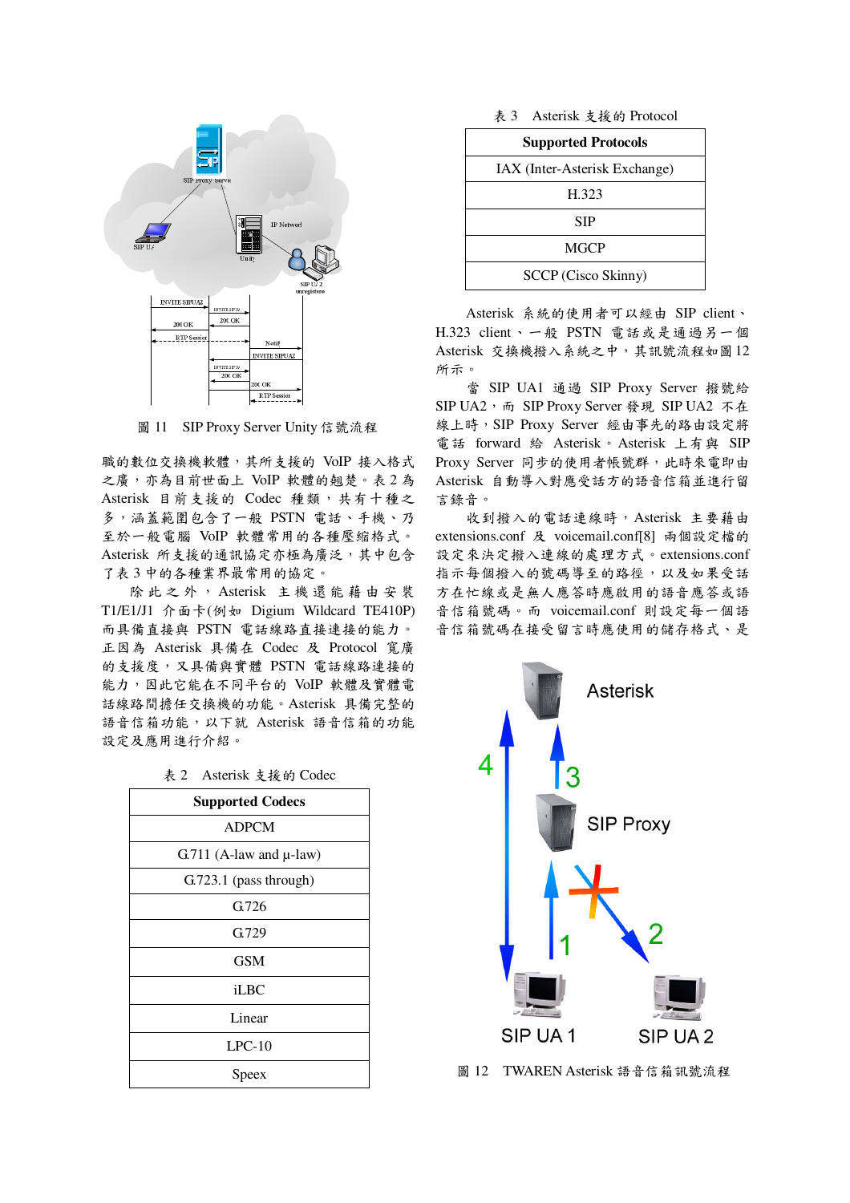圖 11　SIP Proxy Server Unity 信號流程

職的數位交換機軟體，其所支援的 VoIP 接入格式之廣，亦為目前世面上 VoIP 軟體的翹楚。表 2 為 Asterisk 目前支援的 Codec 種類，共有十種之多，涵蓋範圍包含了一般 PSTN 電話、手機、乃至於一般電腦 VoIP 軟體常用的各種壓縮格式。Asterisk 所支援的通訊協定亦極為廣泛，其中包含了表 3 中的各種業界最常用的協定。

除此之外，Asterisk 主機還能藉由安裝 T1/E1/J1 介面卡(例如 Digium Wildcard TE410P)而具備直接與 PSTN 電話線路直接連接的能力。正因為 Asterisk 具備在 Codec 及 Protocol 寬廣的支援度，又具備與實體 PSTN 電話線路連接的能力，因此它能在不同平台的 VoIP 軟體及實體電話線路間擔任交換機的功能。Asterisk 具備完整的語音信箱功能，以下就 Asterisk 語音信箱的功能設定及應用進行介紹。

表 2　Asterisk 支援的 Codec

| Supported Codecs |
|---|
| ADPCM |
| G.711 (A-law and µ-law) |
| G.723.1 (pass through) |
| G.726 |
| G.729 |
| GSM |
| iLBC |
| Linear |
| LPC-10 |
| Speex |

表 3　Asterisk 支援的 Protocol

| Supported Protocols |
|---|
| IAX (Inter-Asterisk Exchange) |
| H.323 |
| SIP |
| MGCP |
| SCCP (Cisco Skinny) |

Asterisk 系統的使用者可以經由 SIP client、H.323 client、一般 PSTN 電話或是通過另一個 Asterisk 交換機撥入系統之中，其訊號流程如圖 12 所示。

當 SIP UA1 通過 SIP Proxy Server 撥號給 SIP UA2，而 SIP Proxy Server 發現 SIP UA2 不在線上時，SIP Proxy Server 經由事先的路由設定將電話 forward 給 Asterisk。Asterisk 上有與 SIP Proxy Server 同步的使用者帳號群，此時來電即由 Asterisk 自動導入對應受話方的語音信箱並進行留言錄音。

收到撥入的電話連線時，Asterisk 主要藉由 extensions.conf 及 voicemail.conf[8] 兩個設定檔的設定來決定撥入連線的處理方式。extensions.conf 指示每個撥入的號碼導至的路徑，以及如果受話方在忙線或是無人應答時應啟用的語音應答或語音信箱號碼。而 voicemail.conf 則設定每一個語音信箱號碼在接受留言時應使用的儲存格式、是

圖 12　TWAREN Asterisk 語音信箱訊號流程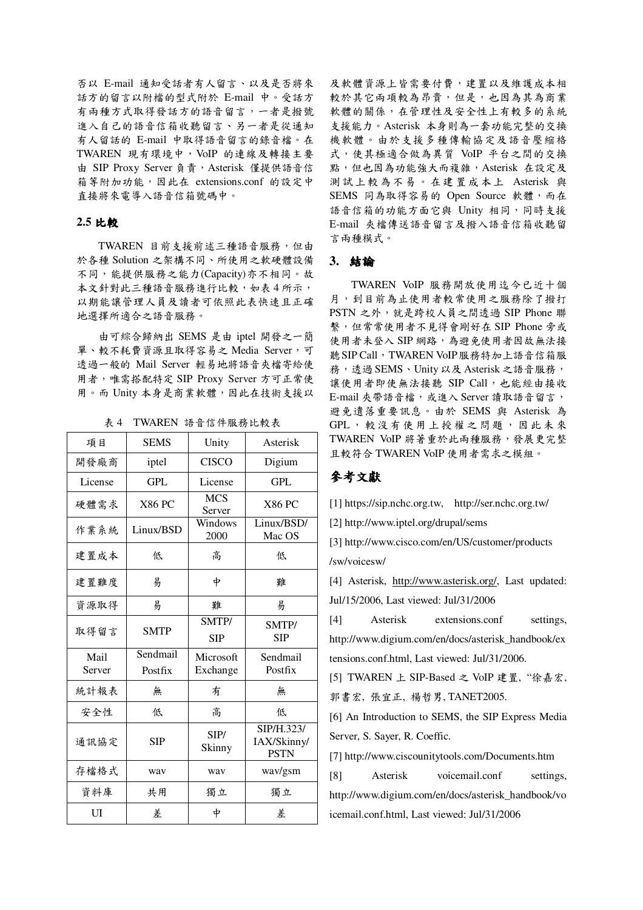否以 E-mail 通知受話者有人留言、以及是否將來話方的留言以附檔的型式附於 E-mail 中。受話方有兩種方式取得發話方的語音留言，一者是撥號進入自己的語音信箱收聽留言、另一者是從通知有人留話的 E-mail 中取得語音留言的錄音檔。在 TWAREN 現有環境中，VoIP 的連線及轉接主要由 SIP Proxy Server 負責，Asterisk 僅提供語音信箱等附加功能，因此在 extensions.conf 的設定中直接將來電導入語音信箱號碼中。

## 2.5 比較

TWAREN 目前支援前述三種語音服務，但由於各種 Solution 之架構不同、所使用之軟硬體設備不同，能提供服務之能力(Capacity)亦不相同。故本文針對此三種語音服務進行比較，如表 4 所示，以期能讓管理人員及讀者可依照此表快速且正確地選擇所適合之語音服務。

由可綜合歸納出 SEMS 是由 iptel 開發之一簡單、較不耗費資源且取得容易之 Media Server，可透過一般的 Mail Server 輕易地將語音夾檔寄給使用者，唯需搭配特定 SIP Proxy Server 方可正常使用。而 Unity 本身是商業軟體，因此在技術支援以及軟體資源上皆需要付費，建置以及維護成本相較於其它兩項較為昂貴，但是，也因為其為商業軟體的關係，在管理性及安全性上有較多的系統支援能力。Asterisk 本身則為一套功能完整的交換機軟體。由於支援多種傳輸協定及語音壓縮格式，使其極適合做為異質 VoIP 平台之間的交換點，但也因為功能強大而複雜，Asterisk 在設定及測試上較為不易。在建置成本上 Asterisk 與 SEMS 同為取得容易的 Open Source 軟體，而在語音信箱的功能方面它與 Unity 相同，同時支援 E-mail 夾檔傳送語音留言及撥入語音信箱收聽留言兩種模式。

表 4　TWAREN 語音信件服務比較表

| 項目 | SEMS | Unity | Asterisk |
|---|---|---|---|
| 開發廠商 | iptel | CISCO | Digium |
| License | GPL | License | GPL |
| 硬體需求 | X86 PC | MCS Server | X86 PC |
| 作業系統 | Linux/BSD | Windows 2000 | Linux/BSD/ Mac OS |
| 建置成本 | 低 | 高 | 低 |
| 建置難度 | 易 | 中 | 難 |
| 資源取得 | 易 | 難 | 易 |
| 取得留言 | SMTP | SMTP/ SIP | SMTP/ SIP |
| Mail Server | Sendmail Postfix | Microsoft Exchange | Sendmail Postfix |
| 統計報表 | 無 | 有 | 無 |
| 安全性 | 低 | 高 | 低 |
| 通訊協定 | SIP | SIP/ Skinny | SIP/H.323/ IAX/Skinny/ PSTN |
| 存檔格式 | wav | wav | wav/gsm |
| 資料庫 | 共用 | 獨立 | 獨立 |
| UI | 差 | 中 | 差 |

## 3. 結論

TWAREN VoIP 服務開放使用迄今已近十個月，到目前為止使用者較常使用之服務除了撥打 PSTN 之外，就是跨校人員之間透過 SIP Phone 聯繫，但常常使用者不見得會剛好在 SIP Phone 旁或使用者未登入 SIP 網路，為避免使用者因故無法接聽 SIP Call，TWAREN VoIP 服務特加上語音信箱服務，透過 SEMS、Unity 以及 Asterisk 之語音服務，讓使用者即使無法接聽 SIP Call，也能經由接收 E-mail 夾帶語音檔，或進入 Server 讀取語音留言，避免遺落重要訊息。由於 SEMS 與 Asterisk 為 GPL，較沒有使用上授權之問題，因此未來 TWAREN VoIP 將著重於此兩種服務，發展更完整且較符合 TWAREN VoIP 使用者需求之模組。

## 參考文獻

[1] https://sip.nchc.org.tw, http://ser.nchc.org.tw/

[2] http://www.iptel.org/drupal/sems

[3] http://www.cisco.com/en/US/customer/products/sw/voicesw/

[4] Asterisk, http://www.asterisk.org/, Last updated: Jul/15/2006, Last viewed: Jul/31/2006

[4] Asterisk extensions.conf settings, http://www.digium.com/en/docs/asterisk_handbook/extensions.conf.html, Last viewed: Jul/31/2006.

[5] TWAREN 上 SIP-Based 之 VoIP 建置, "徐嘉宏, 郭書宏, 張宜正, 楊哲男, TANET2005.

[6] An Introduction to SEMS, the SIP Express Media Server, S. Sayer, R. Coeffic.

[7] http://www.ciscounitytools.com/Documents.htm

[8] Asterisk voicemail.conf settings, http://www.digium.com/en/docs/asterisk_handbook/voicemail.conf.html, Last viewed: Jul/31/2006